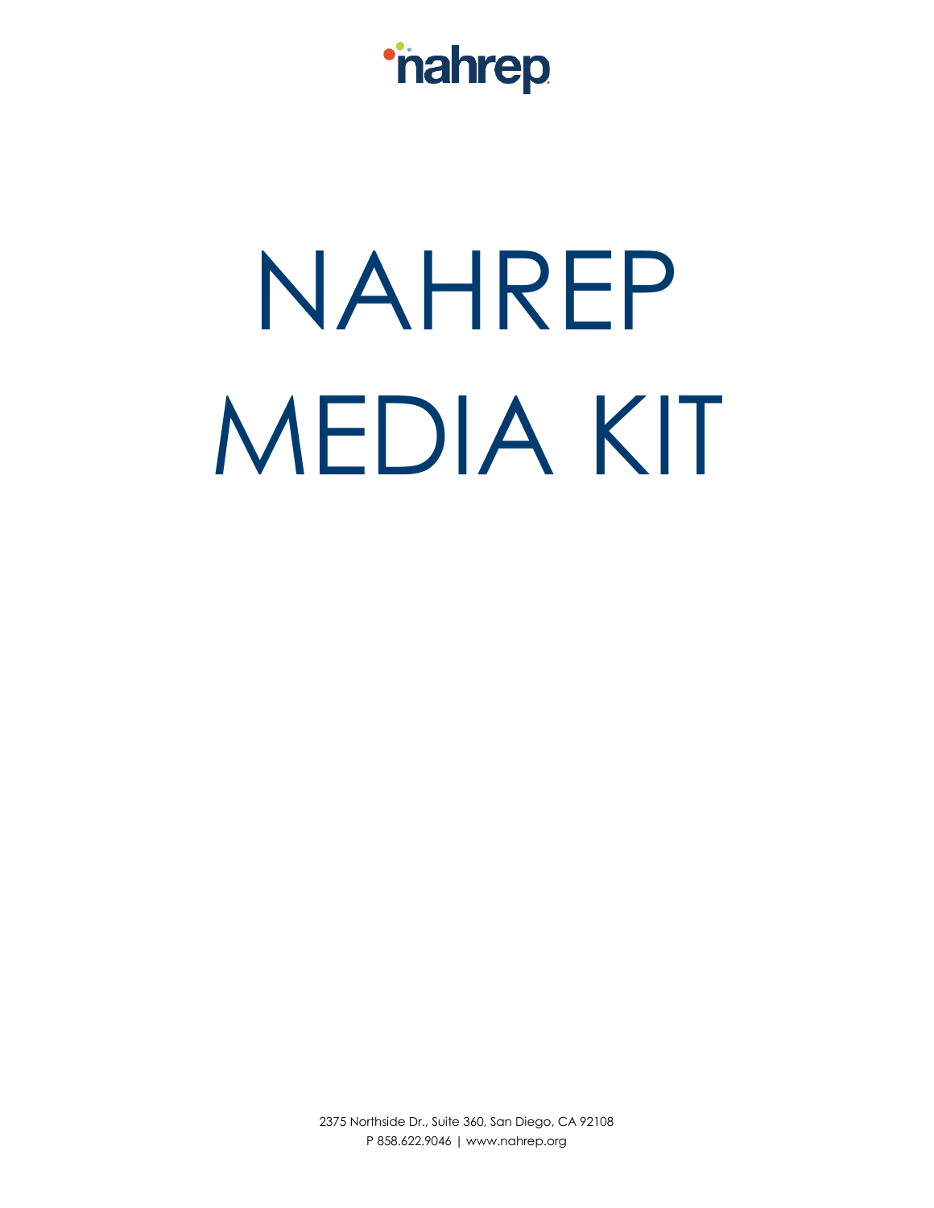nahrep

# NAHREP MEDIA KIT

2375 Northside Dr., Suite 360, San Diego, CA 92108
P 858.622.9046 | www.nahrep.org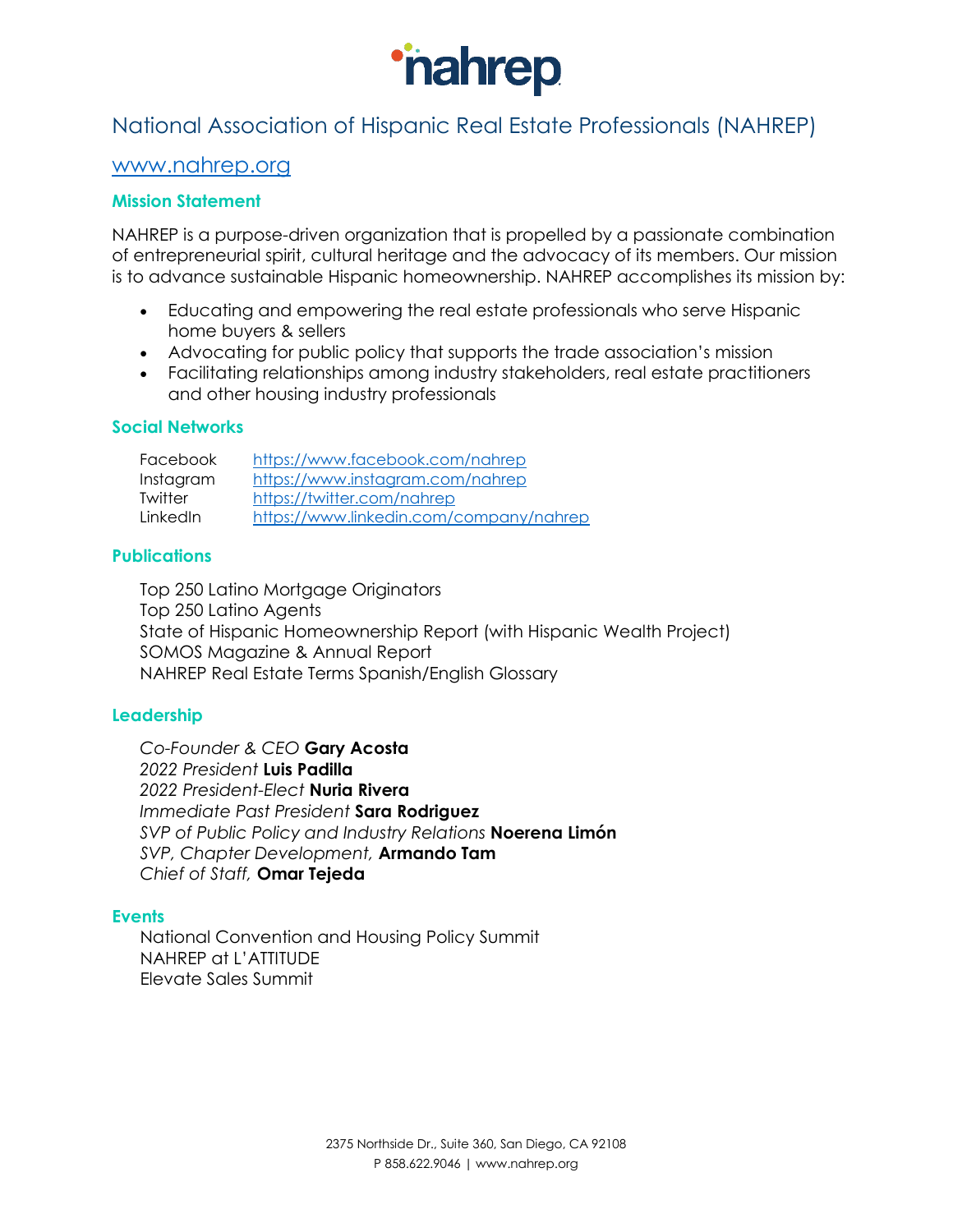# National Association of Hispanic Real Estate Professionals (NAHREP)

www.nahrep.org

### Mission Statement

NAHREP is a purpose-driven organization that is propelled by a passionate combination of entrepreneurial spirit, cultural heritage and the advocacy of its members. Our mission is to advance sustainable Hispanic homeownership. NAHREP accomplishes its mission by:

- Educating and empowering the real estate professionals who serve Hispanic home buyers & sellers
- Advocating for public policy that supports the trade association's mission
- Facilitating relationships among industry stakeholders, real estate practitioners and other housing industry professionals

### Social Networks

| | |
|---|---|
| Facebook | https://www.facebook.com/nahrep |
| Instagram | https://www.instagram.com/nahrep |
| Twitter | https://twitter.com/nahrep |
| LinkedIn | https://www.linkedin.com/company/nahrep |

### Publications

Top 250 Latino Mortgage Originators
Top 250 Latino Agents
State of Hispanic Homeownership Report (with Hispanic Wealth Project)
SOMOS Magazine & Annual Report
NAHREP Real Estate Terms Spanish/English Glossary

### Leadership

*Co-Founder & CEO* **Gary Acosta**
*2022 President* **Luis Padilla**
*2022 President-Elect* **Nuria Rivera**
*Immediate Past President* **Sara Rodriguez**
*SVP of Public Policy and Industry Relations* **Noerena Limón**
*SVP, Chapter Development,* **Armando Tam**
*Chief of Staff,* **Omar Tejeda**

### Events

National Convention and Housing Policy Summit
NAHREP at L'ATTITUDE
Elevate Sales Summit

2375 Northside Dr., Suite 360, San Diego, CA 92108
P 858.622.9046 | www.nahrep.org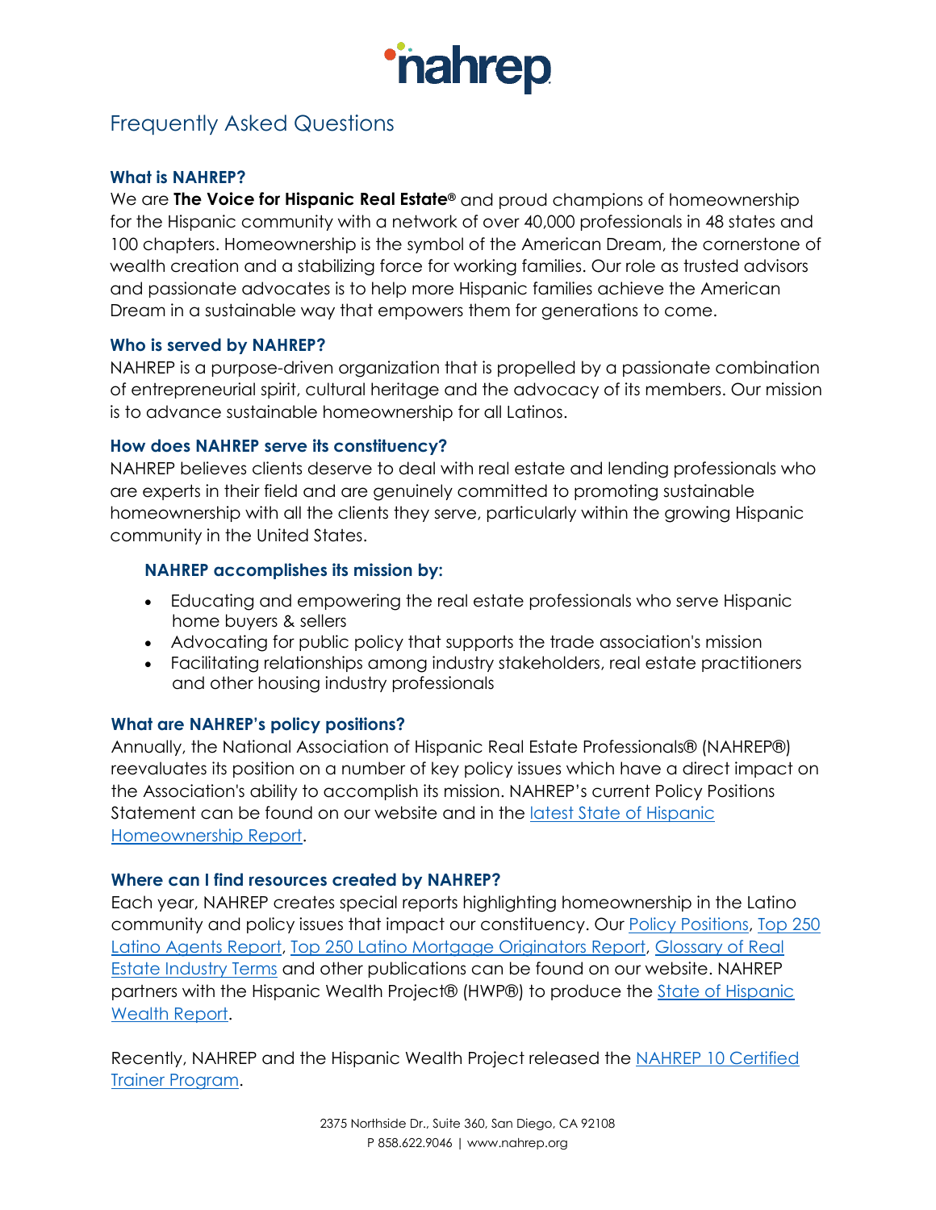nahrep

# Frequently Asked Questions

### What is NAHREP?

We are **The Voice for Hispanic Real Estate®** and proud champions of homeownership for the Hispanic community with a network of over 40,000 professionals in 48 states and 100 chapters. Homeownership is the symbol of the American Dream, the cornerstone of wealth creation and a stabilizing force for working families. Our role as trusted advisors and passionate advocates is to help more Hispanic families achieve the American Dream in a sustainable way that empowers them for generations to come.

### Who is served by NAHREP?

NAHREP is a purpose-driven organization that is propelled by a passionate combination of entrepreneurial spirit, cultural heritage and the advocacy of its members. Our mission is to advance sustainable homeownership for all Latinos.

### How does NAHREP serve its constituency?

NAHREP believes clients deserve to deal with real estate and lending professionals who are experts in their field and are genuinely committed to promoting sustainable homeownership with all the clients they serve, particularly within the growing Hispanic community in the United States.

#### NAHREP accomplishes its mission by:

- Educating and empowering the real estate professionals who serve Hispanic home buyers & sellers
- Advocating for public policy that supports the trade association's mission
- Facilitating relationships among industry stakeholders, real estate practitioners and other housing industry professionals

### What are NAHREP's policy positions?

Annually, the National Association of Hispanic Real Estate Professionals® (NAHREP®) reevaluates its position on a number of key policy issues which have a direct impact on the Association's ability to accomplish its mission. NAHREP's current Policy Positions Statement can be found on our website and in the latest State of Hispanic Homeownership Report.

### Where can I find resources created by NAHREP?

Each year, NAHREP creates special reports highlighting homeownership in the Latino community and policy issues that impact our constituency. Our Policy Positions, Top 250 Latino Agents Report, Top 250 Latino Mortgage Originators Report, Glossary of Real Estate Industry Terms and other publications can be found on our website. NAHREP partners with the Hispanic Wealth Project® (HWP®) to produce the State of Hispanic Wealth Report.

Recently, NAHREP and the Hispanic Wealth Project released the NAHREP 10 Certified Trainer Program.

2375 Northside Dr., Suite 360, San Diego, CA 92108
P 858.622.9046 | www.nahrep.org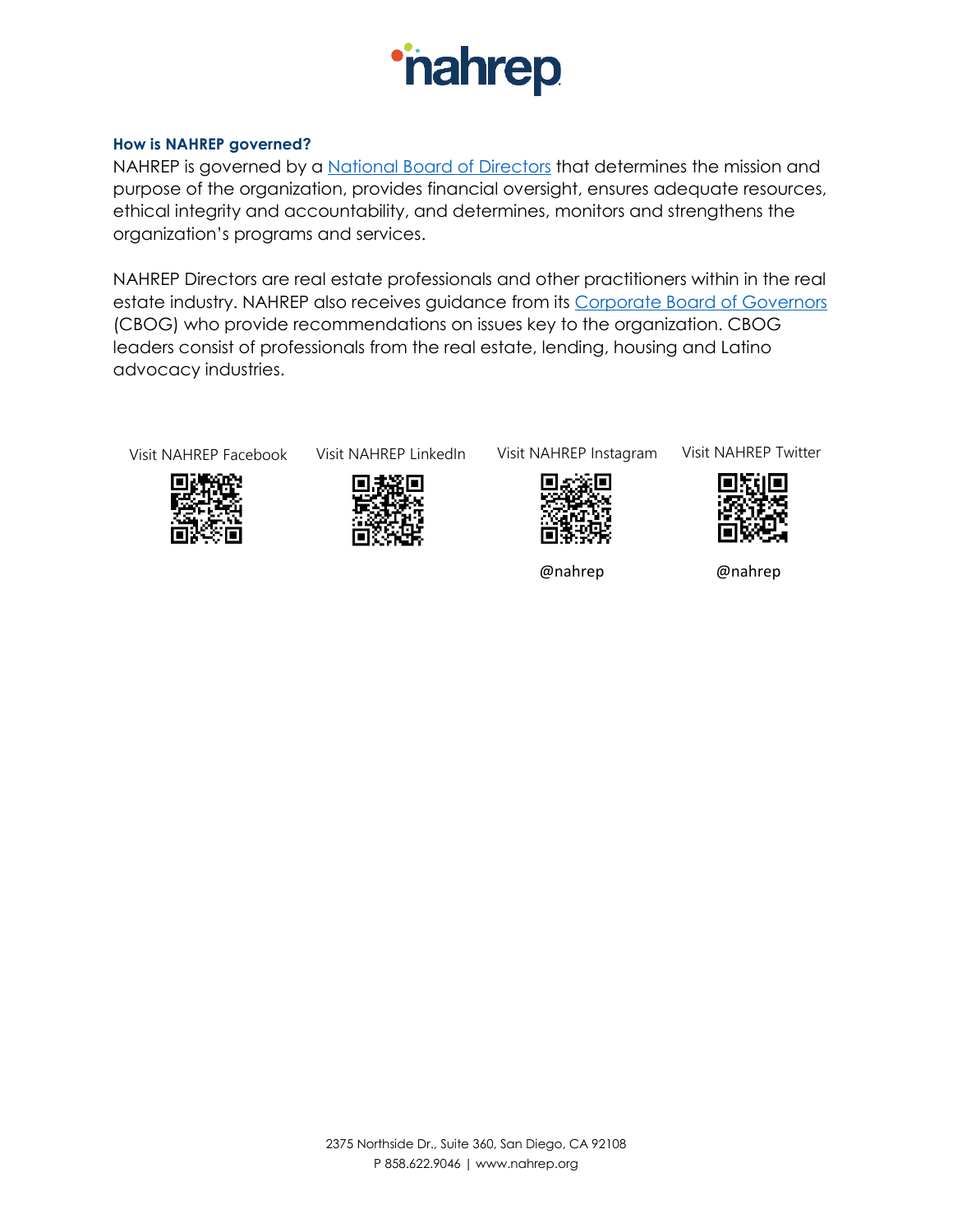### How is NAHREP governed?

NAHREP is governed by a National Board of Directors that determines the mission and purpose of the organization, provides financial oversight, ensures adequate resources, ethical integrity and accountability, and determines, monitors and strengthens the organization's programs and services.

NAHREP Directors are real estate professionals and other practitioners within in the real estate industry. NAHREP also receives guidance from its Corporate Board of Governors (CBOG) who provide recommendations on issues key to the organization. CBOG leaders consist of professionals from the real estate, lending, housing and Latino advocacy industries.

Visit NAHREP Facebook

Visit NAHREP LinkedIn

Visit NAHREP Instagram

@nahrep

Visit NAHREP Twitter

@nahrep

2375 Northside Dr., Suite 360, San Diego, CA 92108

P 858.622.9046 | www.nahrep.org